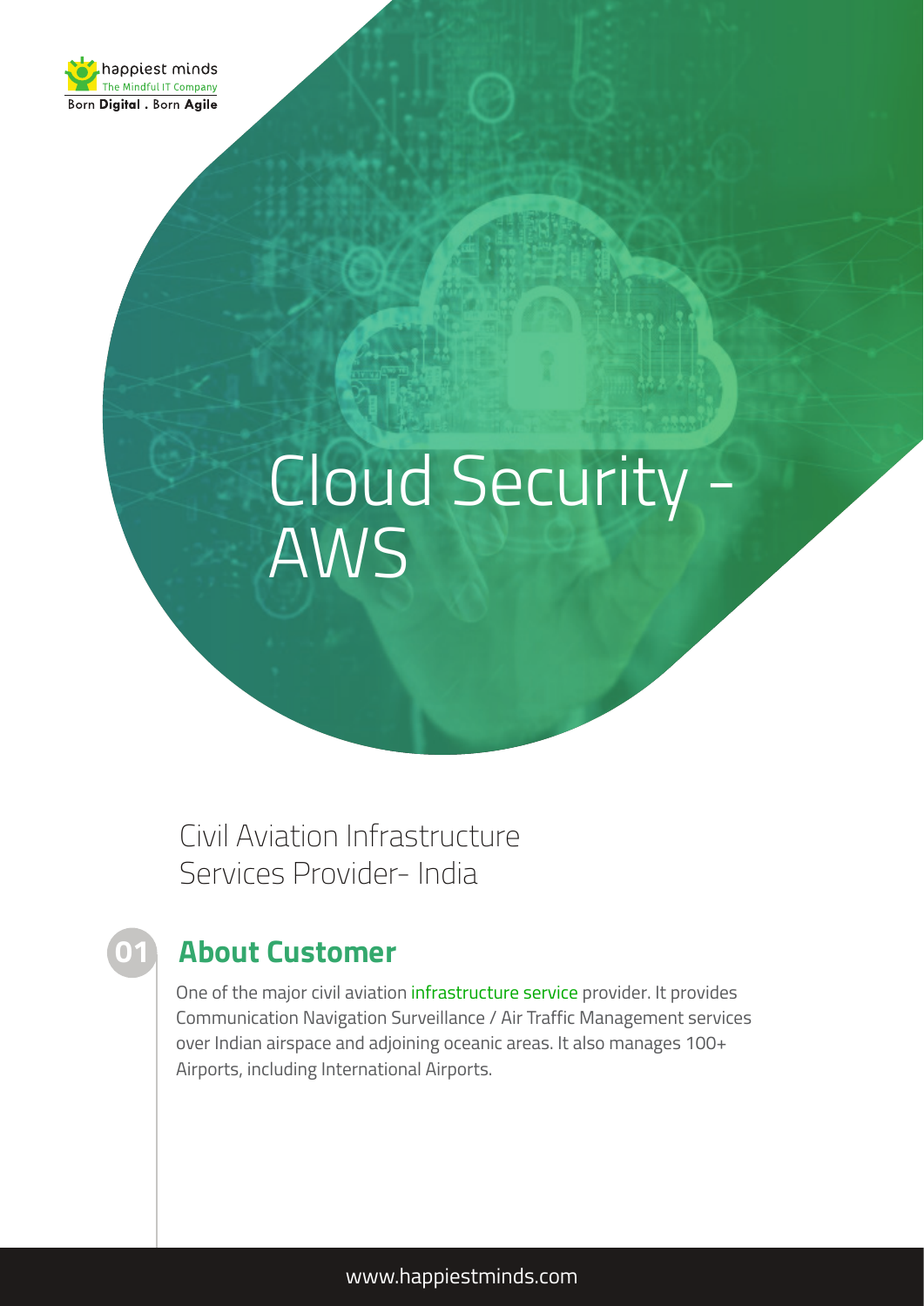# Cloud Security - AWS

Civil Aviation Infrastructure Services Provider- India

## 01 About Customer

One of the major civil aviation infrastructure service provider. It provides Communication Navigation Surveillance / Air Traffic Management services over Indian airspace and adjoining oceanic areas. It also manages 100+ Airports, including International Airports.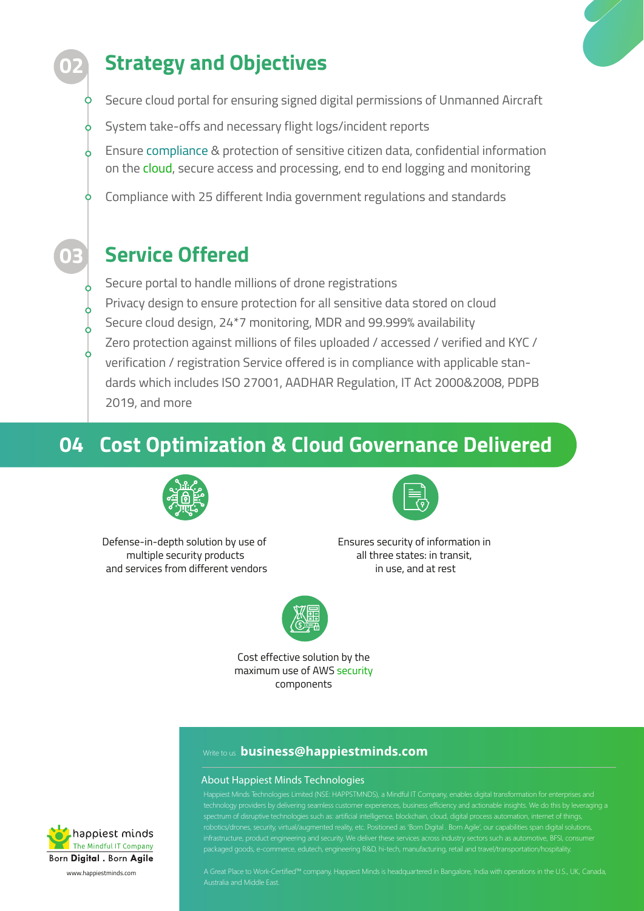## 02 Strategy and Objectives

- Secure cloud portal for ensuring signed digital permissions of Unmanned Aircraft
- System take-offs and necessary flight logs/incident reports
- Ensure compliance & protection of sensitive citizen data, confidential information on the cloud, secure access and processing, end to end logging and monitoring
- Compliance with 25 different India government regulations and standards

## 03 Service Offered

- Secure portal to handle millions of drone registrations
- Privacy design to ensure protection for all sensitive data stored on cloud
- Secure cloud design, 24*7 monitoring, MDR and 99.999% availability
- Zero protection against millions of files uploaded / accessed / verified and KYC / verification / registration Service offered is in compliance with applicable standards which includes ISO 27001, AADHAR Regulation, IT Act 2000&2008, PDPB 2019, and more

## 04 Cost Optimization & Cloud Governance Delivered

Defense-in-depth solution by use of multiple security products and services from different vendors

Ensures security of information in all three states: in transit, in use, and at rest

Cost effective solution by the maximum use of AWS security components

Write to us **business@happiestminds.com**

### About Happiest Minds Technologies

Happiest Minds Technologies Limited (NSE: HAPPSTMNDS), a Mindful IT Company, enables digital transformation for enterprises and technology providers by delivering seamless customer experiences, business efficiency and actionable insights. We do this by leveraging a spectrum of disruptive technologies such as: artificial intelligence, blockchain, cloud, digital process automation, internet of things, robotics/drones, security, virtual/augmented reality, etc. Positioned as 'Born Digital . Born Agile', our capabilities span digital solutions, infrastructure, product engineering and security. We deliver these services across industry sectors such as automotive, BFSI, consumer packaged goods, e-commerce, edutech, engineering R&D, hi-tech, manufacturing, retail and travel/transportation/hospitality.

A Great Place to Work-Certified™ company, Happiest Minds is headquartered in Bangalore, India with operations in the U.S., UK, Canada, Australia and Middle East.

happiest minds
The Mindful IT Company
Born Digital . Born Agile

www.happiestminds.com